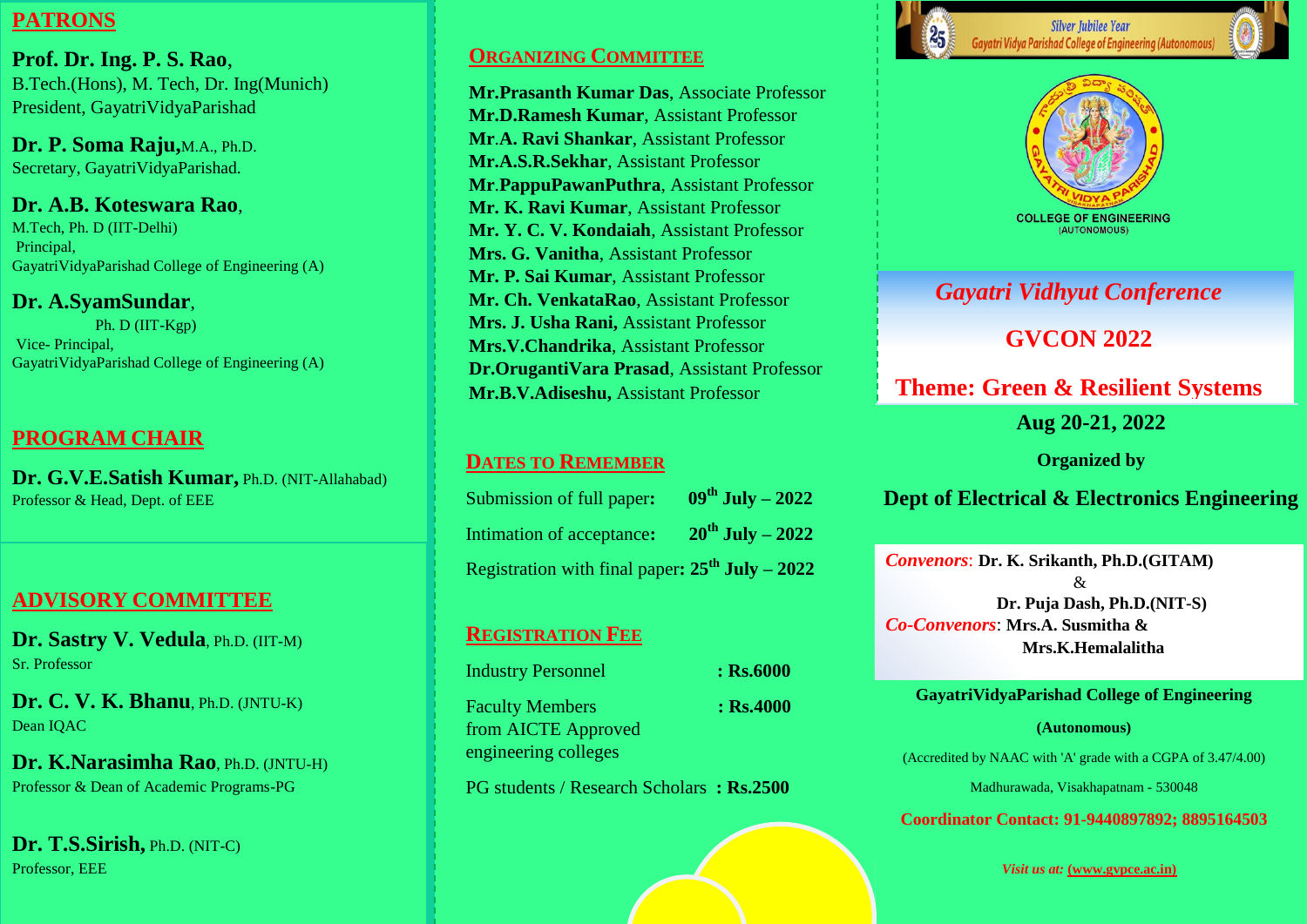## PATRONS

**Prof. Dr. Ing. P. S. Rao**,
B.Tech.(Hons), M. Tech, Dr. Ing(Munich)
President, GayatriVidyaParishad

**Dr. P. Soma Raju,**M.A., Ph.D.
Secretary, GayatriVidyaParishad.

**Dr. A.B. Koteswara Rao**,
M.Tech, Ph. D (IIT-Delhi)
Principal,
GayatriVidyaParishad College of Engineering (A)

**Dr. A.SyamSundar**,
Ph. D (IIT-Kgp)
Vice- Principal,
GayatriVidyaParishad College of Engineering (A)

## PROGRAM CHAIR

**Dr. G.V.E.Satish Kumar,** Ph.D. (NIT-Allahabad)
Professor & Head, Dept. of EEE

## ADVISORY COMMITTEE

**Dr. Sastry V. Vedula**, Ph.D. (IIT-M)
Sr. Professor

**Dr. C. V. K. Bhanu**, Ph.D. (JNTU-K)
Dean IQAC

**Dr. K.Narasimha Rao**, Ph.D. (JNTU-H)
Professor & Dean of Academic Programs-PG

**Dr. T.S.Sirish,** Ph.D. (NIT-C)
Professor, EEE

## ORGANIZING COMMITTEE

**Mr.Prasanth Kumar Das**, Associate Professor
**Mr.D.Ramesh Kumar**, Assistant Professor
**Mr.A. Ravi Shankar**, Assistant Professor
**Mr.A.S.R.Sekhar**, Assistant Professor
**Mr.PappuPawanPuthra**, Assistant Professor
**Mr. K. Ravi Kumar**, Assistant Professor
**Mr. Y. C. V. Kondaiah**, Assistant Professor
**Mrs. G. Vanitha**, Assistant Professor
**Mr. P. Sai Kumar**, Assistant Professor
**Mr. Ch. VenkataRao**, Assistant Professor
**Mrs. J. Usha Rani,** Assistant Professor
**Mrs.V.Chandrika**, Assistant Professor
**Dr.OruganttiVara Prasad**, Assistant Professor
**Mr.B.V.Adiseshu,** Assistant Professor

## DATES TO REMEMBER

Submission of full paper: **09th July – 2022**
Intimation of acceptance: **20th July – 2022**
Registration with final paper: **25th July – 2022**

## REGISTRATION FEE

| | |
|---|---|
| Industry Personnel | **: Rs.6000** |
| Faculty Members from AICTE Approved engineering colleges | **: Rs.4000** |
| PG students / Research Scholars | **: Rs.2500** |

Silver Jubilee Year
Gayatri Vidya Parishad College of Engineering (Autonomous)

COLLEGE OF ENGINEERING
(AUTONOMOUS)

# *Gayatri Vidhyut Conference*

# GVCON 2022

## Theme: Green & Resilient Systems

**Aug 20-21, 2022**

**Organized by**

**Dept of Electrical & Electronics Engineering**

*Convenors*: **Dr. K. Srikanth, Ph.D.(GITAM)**
&
**Dr. Puja Dash, Ph.D.(NIT-S)**
*Co-Convenors*: **Mrs.A. Susmitha &**
**Mrs.K.Hemalalitha**

**GayatriVidyaParishad College of Engineering**

**(Autonomous)**

(Accredited by NAAC with 'A' grade with a CGPA of 3.47/4.00)

Madhurawada, Visakhapatnam - 530048

**Coordinator Contact: 91-9440897892; 8895164503**

***Visit us at:* (www.gvpce.ac.in)**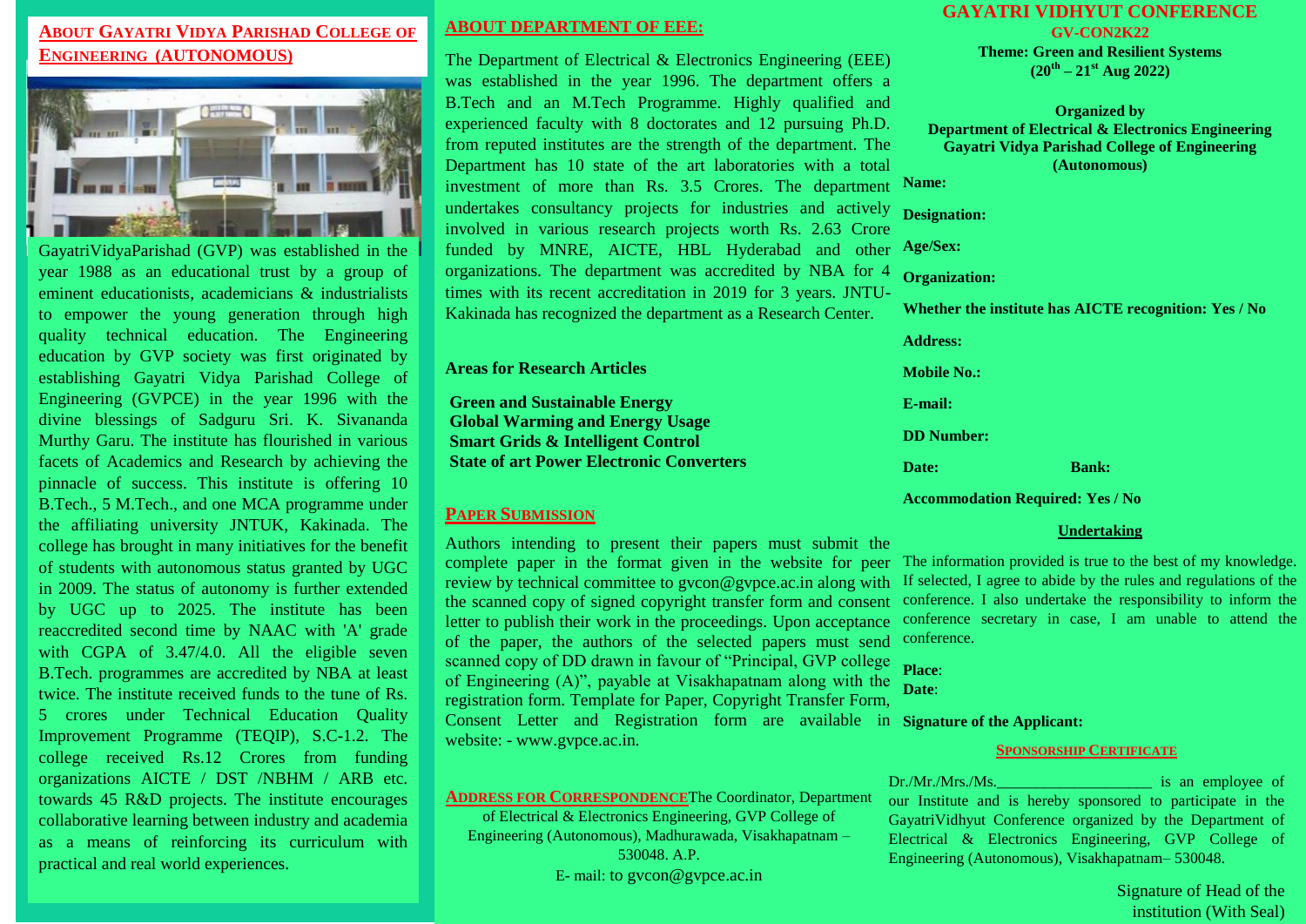## ABOUT GAYATRI VIDYA PARISHAD COLLEGE OF ENGINEERING (AUTONOMOUS)

GayatriVidyaParishad (GVP) was established in the year 1988 as an educational trust by a group of eminent educationists, academicians & industrialists to empower the young generation through high quality technical education. The Engineering education by GVP society was first originated by establishing Gayatri Vidya Parishad College of Engineering (GVPCE) in the year 1996 with the divine blessings of Sadguru Sri. K. Sivananda Murthy Garu. The institute has flourished in various facets of Academics and Research by achieving the pinnacle of success. This institute is offering 10 B.Tech., 5 M.Tech., and one MCA programme under the affiliating university JNTUK, Kakinada. The college has brought in many initiatives for the benefit of students with autonomous status granted by UGC in 2009. The status of autonomy is further extended by UGC up to 2025. The institute has been reaccredited second time by NAAC with 'A' grade with CGPA of 3.47/4.0. All the eligible seven B.Tech. programmes are accredited by NBA at least twice. The institute received funds to the tune of Rs. 5 crores under Technical Education Quality Improvement Programme (TEQIP), S.C-1.2. The college received Rs.12 Crores from funding organizations AICTE / DST /NBHM / ARB etc. towards 45 R&D projects. The institute encourages collaborative learning between industry and academia as a means of reinforcing its curriculum with practical and real world experiences.

## ABOUT DEPARTMENT OF EEE:

The Department of Electrical & Electronics Engineering (EEE) was established in the year 1996. The department offers a B.Tech and an M.Tech Programme. Highly qualified and experienced faculty with 8 doctorates and 12 pursuing Ph.D. from reputed institutes are the strength of the department. The Department has 10 state of the art laboratories with a total investment of more than Rs. 3.5 Crores. The department undertakes consultancy projects for industries and actively involved in various research projects worth Rs. 2.63 Crore funded by MNRE, AICTE, HBL Hyderabad and other organizations. The department was accredited by NBA for 4 times with its recent accreditation in 2019 for 3 years. JNTU-Kakinada has recognized the department as a Research Center.

**Areas for Research Articles**

**Green and Sustainable Energy**
**Global Warming and Energy Usage**
**Smart Grids & Intelligent Control**
**State of art Power Electronic Converters**

## PAPER SUBMISSION

Authors intending to present their papers must submit the complete paper in the format given in the website for peer review by technical committee to gvcon@gvpce.ac.in along with the scanned copy of signed copyright transfer form and consent letter to publish their work in the proceedings. Upon acceptance of the paper, the authors of the selected papers must send scanned copy of DD drawn in favour of "Principal, GVP college of Engineering (A)", payable at Visakhapatnam along with the registration form. Template for Paper, Copyright Transfer Form, Consent Letter and Registration form are available in website: - www.gvpce.ac.in.

**ADDRESS FOR CORRESPONDENCE** The Coordinator, Department of Electrical & Electronics Engineering, GVP College of Engineering (Autonomous), Madhurawada, Visakhapatnam – 530048. A.P.
E- mail: to gvcon@gvpce.ac.in

## GAYATRI VIDHYUT CONFERENCE
### GV-CON2K22

**Theme: Green and Resilient Systems**
**(20th – 21st Aug 2022)**

**Organized by**
**Department of Electrical & Electronics Engineering**
**Gayatri Vidya Parishad College of Engineering (Autonomous)**

**Name:**

**Designation:**

**Age/Sex:**

**Organization:**

**Whether the institute has AICTE recognition: Yes / No**

**Address:**

**Mobile No.:**

**E-mail:**

**DD Number:**

**Date:** **Bank:**

**Accommodation Required: Yes / No**

**Undertaking**

The information provided is true to the best of my knowledge. If selected, I agree to abide by the rules and regulations of the conference. I also undertake the responsibility to inform the conference secretary in case, I am unable to attend the conference.

**Place**:
**Date**:

**Signature of the Applicant:**

**SPONSORSHIP CERTIFICATE**

Dr./Mr./Mrs./Ms.____________________ is an employee of our Institute and is hereby sponsored to participate in the GayatriVidhyut Conference organized by the Department of Electrical & Electronics Engineering, GVP College of Engineering (Autonomous), Visakhapatnam– 530048.

Signature of Head of the institution (With Seal)